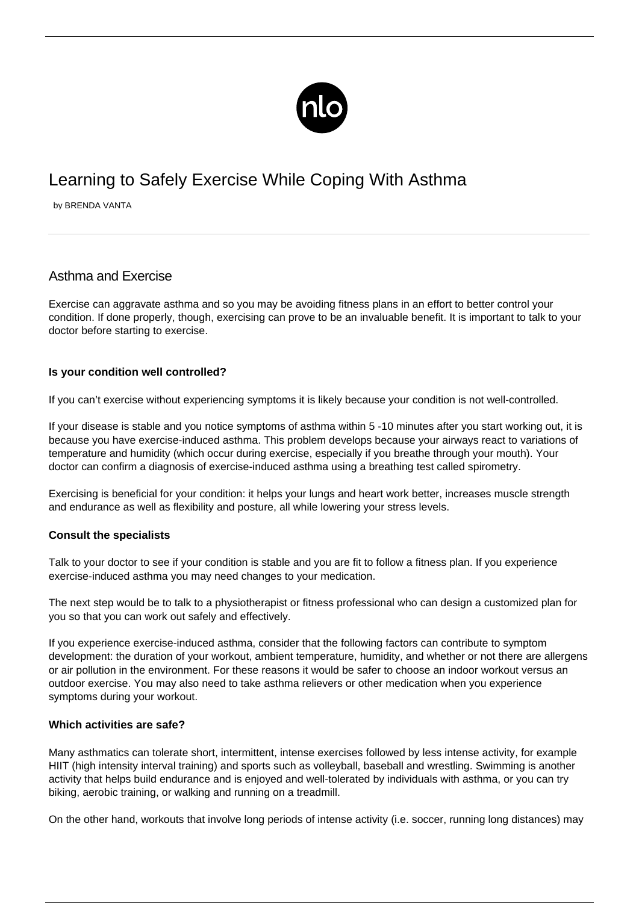# Learning to Safely Exercise While Coping With Asthma

by BRENDA VANTA

## Asthma and Exercise

Exercise can aggravate asthma and so you may be avoiding fitness plans in an effort to better control your condition. If done properly, though, exercising can prove to be an invaluable benefit. It is important to talk to your doctor before starting to exercise.

**Is your condition well controlled?**

If you can't exercise without experiencing symptoms it is likely because your condition is not well-controlled.

If your disease is stable and you notice symptoms of asthma within 5 -10 minutes after you start working out, it is because you have exercise-induced asthma. This problem develops because your airways react to variations of temperature and humidity (which occur during exercise, especially if you breathe through your mouth). Your doctor can confirm a diagnosis of exercise-induced asthma using a breathing test called spirometry.

Exercising is beneficial for your condition: it helps your lungs and heart work better, increases muscle strength and endurance as well as flexibility and posture, all while lowering your stress levels.

**Consult the specialists**

Talk to your doctor to see if your condition is stable and you are fit to follow a fitness plan. If you experience exercise-induced asthma you may need changes to your medication.

The next step would be to talk to a physiotherapist or fitness professional who can design a customized plan for you so that you can work out safely and effectively.

If you experience exercise-induced asthma, consider that the following factors can contribute to symptom development: the duration of your workout, ambient temperature, humidity, and whether or not there are allergens or air pollution in the environment. For these reasons it would be safer to choose an indoor workout versus an outdoor exercise. You may also need to take asthma relievers or other medication when you experience symptoms during your workout.

**Which activities are safe?**

Many asthmatics can tolerate short, intermittent, intense exercises followed by less intense activity, for example HIIT (high intensity interval training) and sports such as volleyball, baseball and wrestling. Swimming is another activity that helps build endurance and is enjoyed and well-tolerated by individuals with asthma, or you can try biking, aerobic training, or walking and running on a treadmill.

On the other hand, workouts that involve long periods of intense activity (i.e. soccer, running long distances) may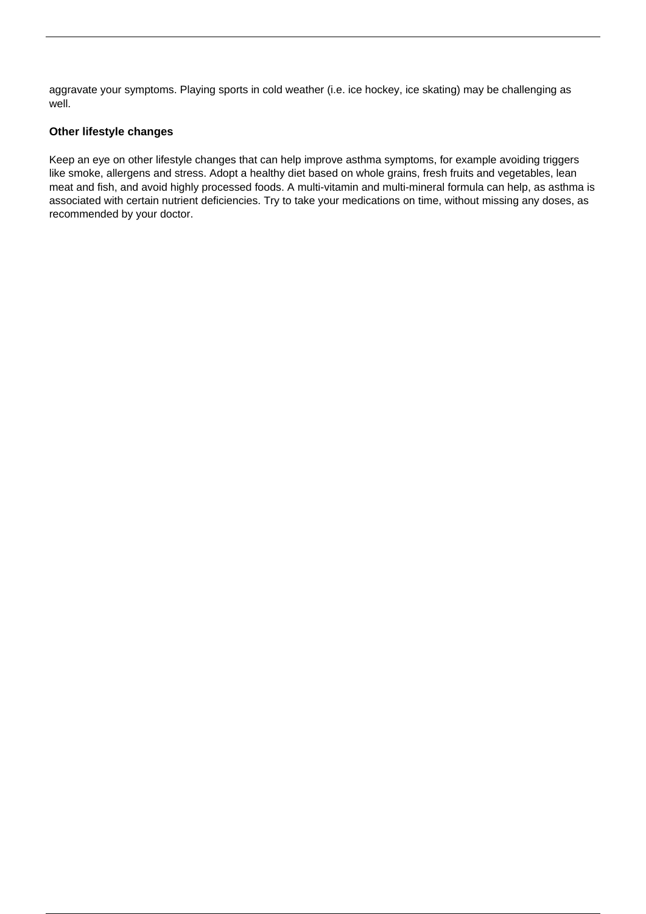aggravate your symptoms. Playing sports in cold weather (i.e. ice hockey, ice skating) may be challenging as well.

**Other lifestyle changes**

Keep an eye on other lifestyle changes that can help improve asthma symptoms, for example avoiding triggers like smoke, allergens and stress. Adopt a healthy diet based on whole grains, fresh fruits and vegetables, lean meat and fish, and avoid highly processed foods. A multi-vitamin and multi-mineral formula can help, as asthma is associated with certain nutrient deficiencies. Try to take your medications on time, without missing any doses, as recommended by your doctor.